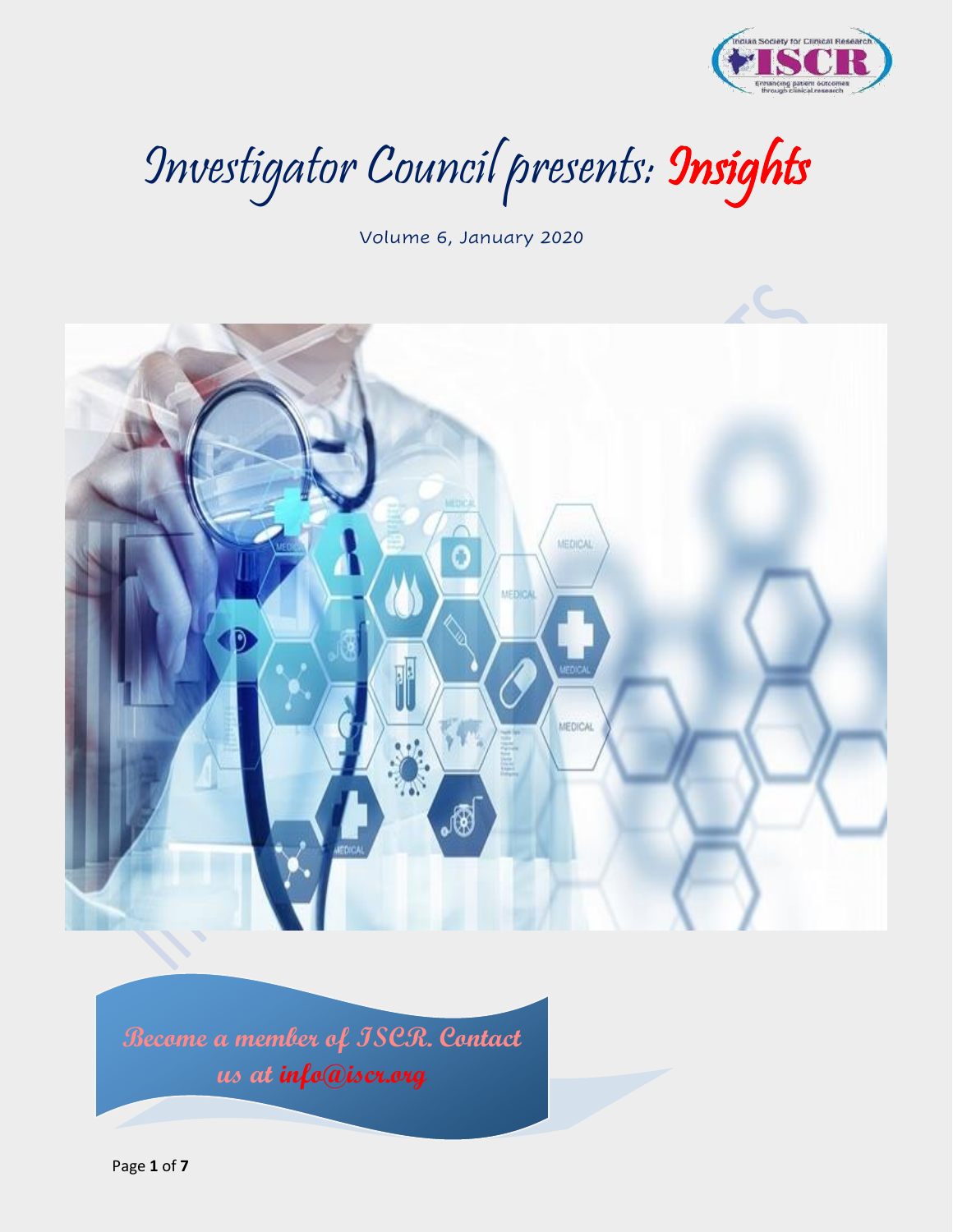# Investigator Council presents: Insights

Volume 6, January 2020

**Become a member of ISCR. Contact us at info@iscr.org**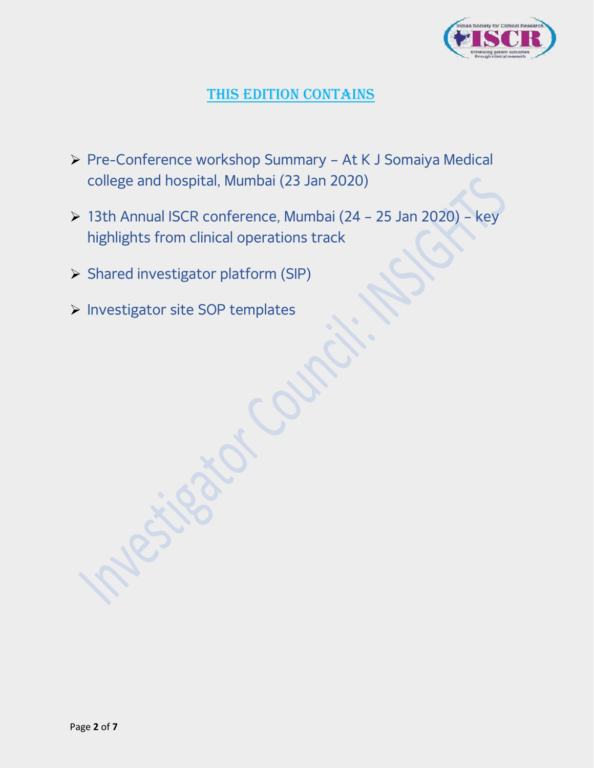## THIS EDITION CONTAINS

- Pre-Conference workshop Summary – At K J Somaiya Medical college and hospital, Mumbai (23 Jan 2020)
- 13th Annual ISCR conference, Mumbai (24 – 25 Jan 2020) – key highlights from clinical operations track
- Shared investigator platform (SIP)
- Investigator site SOP templates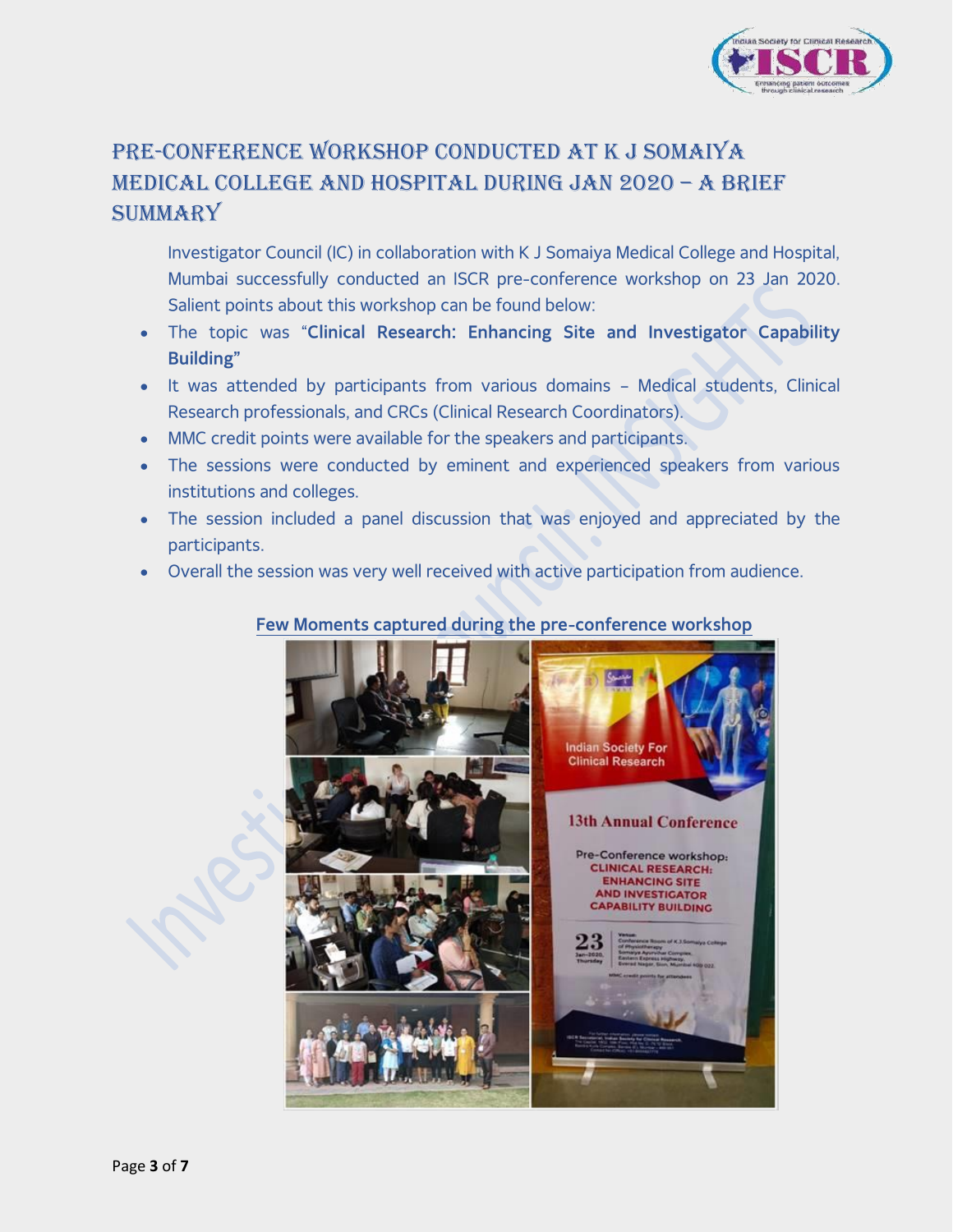# PRE-CONFERENCE WORKSHOP CONDUCTED AT K J SOMAIYA MEDICAL COLLEGE AND HOSPITAL DURING JAN 2020 – A BRIEF SUMMARY

Investigator Council (IC) in collaboration with K J Somaiya Medical College and Hospital, Mumbai successfully conducted an ISCR pre-conference workshop on 23 Jan 2020. Salient points about this workshop can be found below:

- The topic was "**Clinical Research: Enhancing Site and Investigator Capability Building**"
- It was attended by participants from various domains – Medical students, Clinical Research professionals, and CRCs (Clinical Research Coordinators).
- MMC credit points were available for the speakers and participants.
- The sessions were conducted by eminent and experienced speakers from various institutions and colleges.
- The session included a panel discussion that was enjoyed and appreciated by the participants.
- Overall the session was very well received with active participation from audience.

**Few Moments captured during the pre-conference workshop**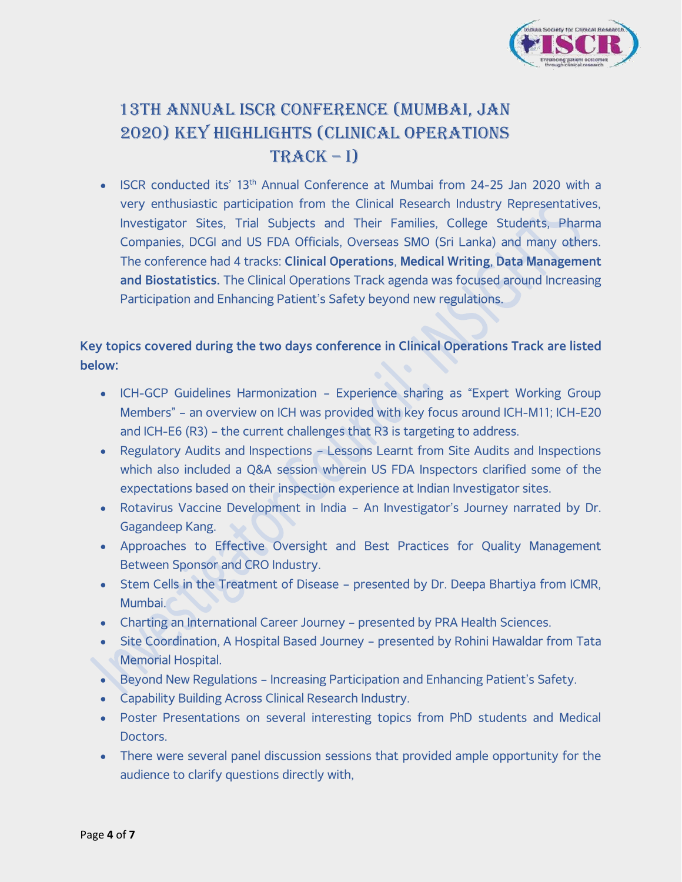# 13TH ANNUAL ISCR CONFERENCE (MUMBAI, JAN 2020) KEY HIGHLIGHTS (CLINICAL OPERATIONS TRACK – I)

- ISCR conducted its' 13th Annual Conference at Mumbai from 24-25 Jan 2020 with a very enthusiastic participation from the Clinical Research Industry Representatives, Investigator Sites, Trial Subjects and Their Families, College Students, Pharma Companies, DCGI and US FDA Officials, Overseas SMO (Sri Lanka) and many others. The conference had 4 tracks: **Clinical Operations**, **Medical Writing**, **Data Management and Biostatistics.** The Clinical Operations Track agenda was focused around Increasing Participation and Enhancing Patient's Safety beyond new regulations.

**Key topics covered during the two days conference in Clinical Operations Track are listed below:**

- ICH-GCP Guidelines Harmonization – Experience sharing as "Expert Working Group Members" – an overview on ICH was provided with key focus around ICH-M11; ICH-E20 and ICH-E6 (R3) – the current challenges that R3 is targeting to address.
- Regulatory Audits and Inspections – Lessons Learnt from Site Audits and Inspections which also included a Q&A session wherein US FDA Inspectors clarified some of the expectations based on their inspection experience at Indian Investigator sites.
- Rotavirus Vaccine Development in India – An Investigator's Journey narrated by Dr. Gagandeep Kang.
- Approaches to Effective Oversight and Best Practices for Quality Management Between Sponsor and CRO Industry.
- Stem Cells in the Treatment of Disease – presented by Dr. Deepa Bhartiya from ICMR, Mumbai.
- Charting an International Career Journey – presented by PRA Health Sciences.
- Site Coordination, A Hospital Based Journey – presented by Rohini Hawaldar from Tata Memorial Hospital.
- Beyond New Regulations – Increasing Participation and Enhancing Patient's Safety.
- Capability Building Across Clinical Research Industry.
- Poster Presentations on several interesting topics from PhD students and Medical Doctors.
- There were several panel discussion sessions that provided ample opportunity for the audience to clarify questions directly with,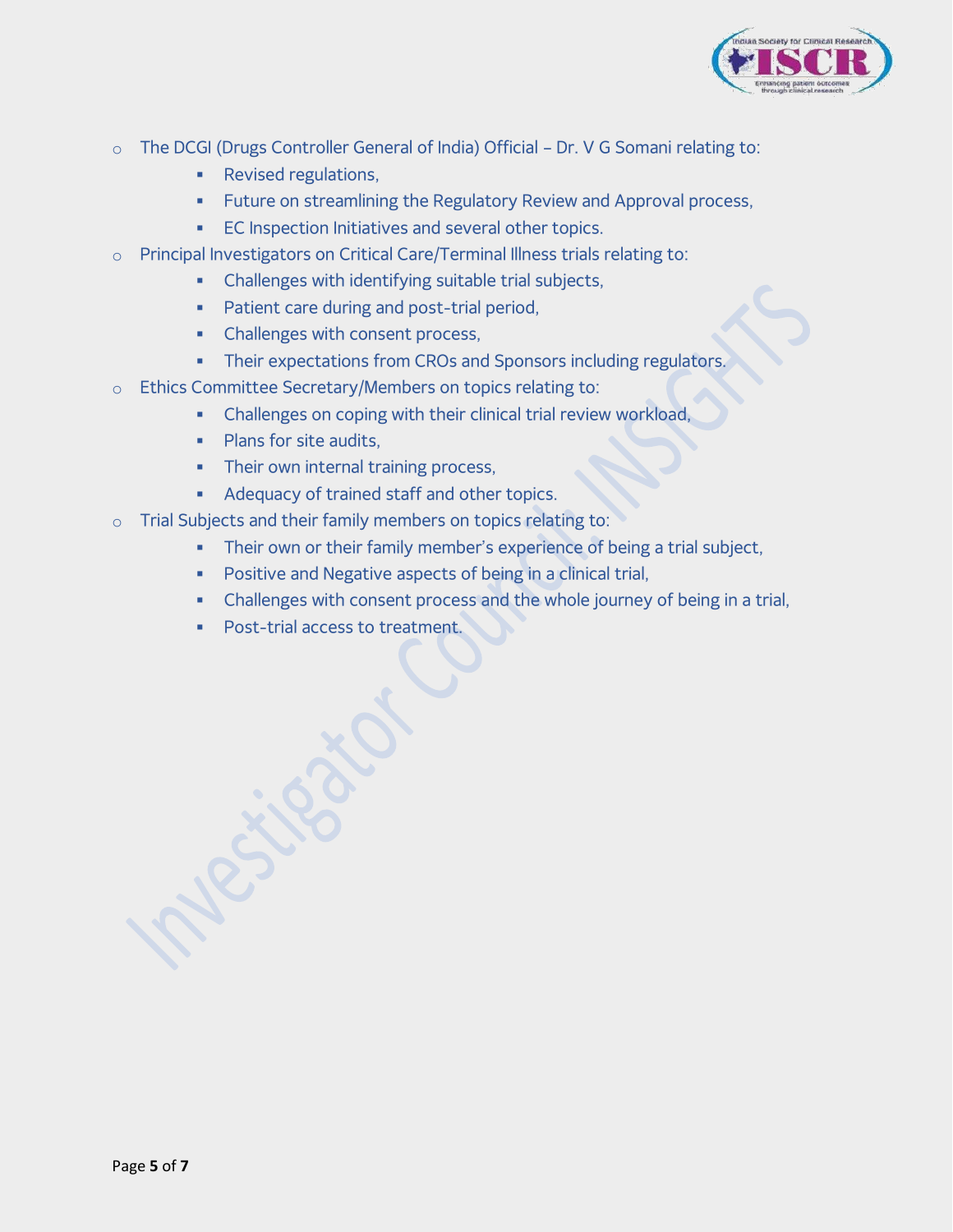- The DCGI (Drugs Controller General of India) Official – Dr. V G Somani relating to:
    - Revised regulations,
    - Future on streamlining the Regulatory Review and Approval process,
    - EC Inspection Initiatives and several other topics.
- Principal Investigators on Critical Care/Terminal Illness trials relating to:
    - Challenges with identifying suitable trial subjects,
    - Patient care during and post-trial period,
    - Challenges with consent process,
    - Their expectations from CROs and Sponsors including regulators.
- Ethics Committee Secretary/Members on topics relating to:
    - Challenges on coping with their clinical trial review workload,
    - Plans for site audits,
    - Their own internal training process,
    - Adequacy of trained staff and other topics.
- Trial Subjects and their family members on topics relating to:
    - Their own or their family member's experience of being a trial subject,
    - Positive and Negative aspects of being in a clinical trial,
    - Challenges with consent process and the whole journey of being in a trial,
    - Post-trial access to treatment.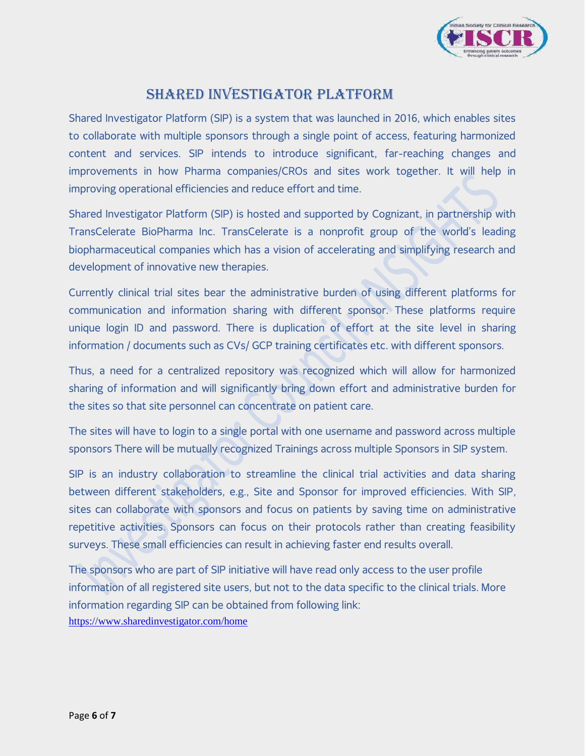# SHARED INVESTIGATOR PLATFORM

Shared Investigator Platform (SIP) is a system that was launched in 2016, which enables sites to collaborate with multiple sponsors through a single point of access, featuring harmonized content and services. SIP intends to introduce significant, far-reaching changes and improvements in how Pharma companies/CROs and sites work together. It will help in improving operational efficiencies and reduce effort and time.

Shared Investigator Platform (SIP) is hosted and supported by Cognizant, in partnership with TransCelerate BioPharma Inc. TransCelerate is a nonprofit group of the world's leading biopharmaceutical companies which has a vision of accelerating and simplifying research and development of innovative new therapies.

Currently clinical trial sites bear the administrative burden of using different platforms for communication and information sharing with different sponsor. These platforms require unique login ID and password. There is duplication of effort at the site level in sharing information / documents such as CVs/ GCP training certificates etc. with different sponsors.

Thus, a need for a centralized repository was recognized which will allow for harmonized sharing of information and will significantly bring down effort and administrative burden for the sites so that site personnel can concentrate on patient care.

The sites will have to login to a single portal with one username and password across multiple sponsors There will be mutually recognized Trainings across multiple Sponsors in SIP system.

SIP is an industry collaboration to streamline the clinical trial activities and data sharing between different stakeholders, e.g., Site and Sponsor for improved efficiencies. With SIP, sites can collaborate with sponsors and focus on patients by saving time on administrative repetitive activities. Sponsors can focus on their protocols rather than creating feasibility surveys. These small efficiencies can result in achieving faster end results overall.

The sponsors who are part of SIP initiative will have read only access to the user profile information of all registered site users, but not to the data specific to the clinical trials. More information regarding SIP can be obtained from following link:
https://www.sharedinvestigator.com/home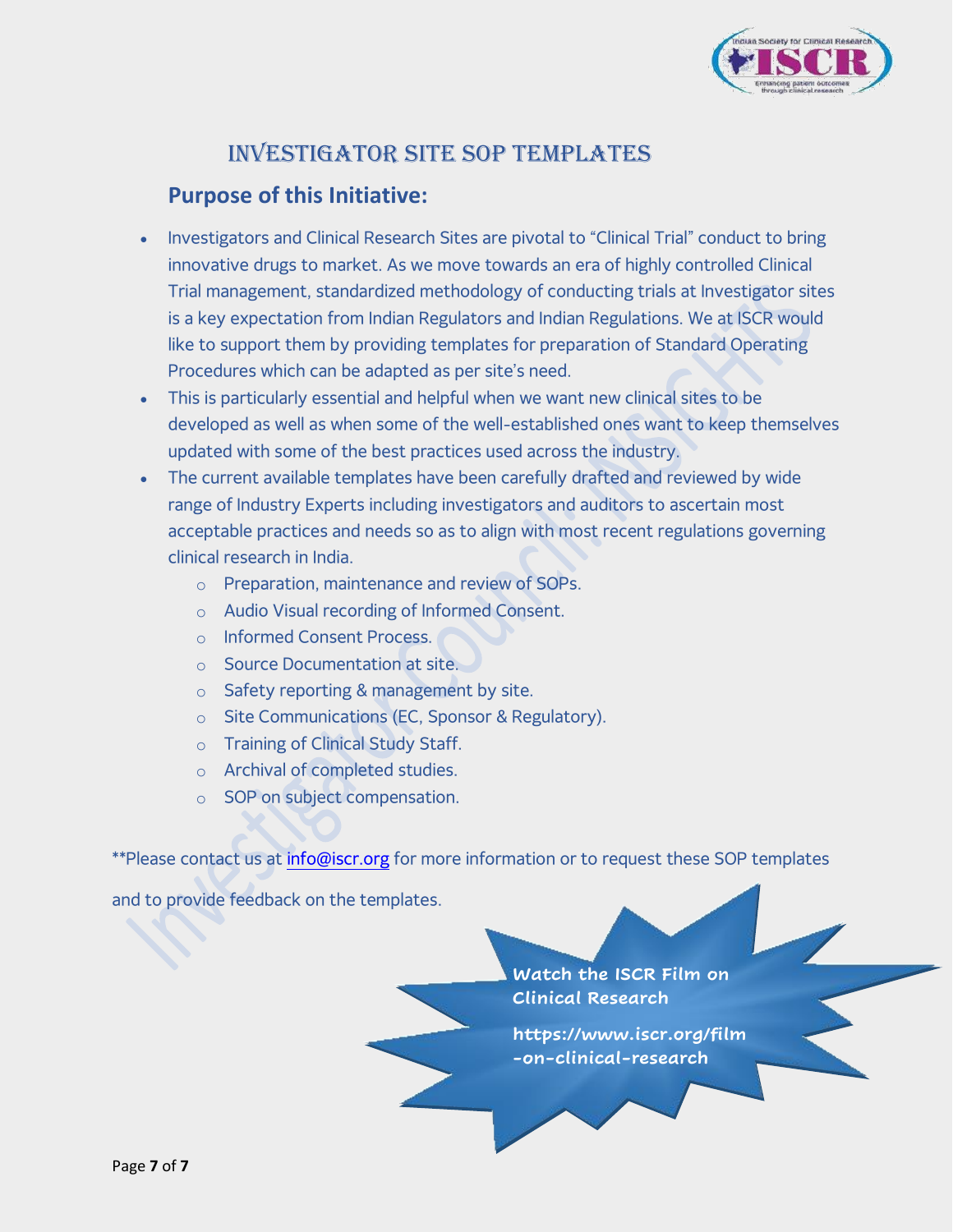# INVESTIGATOR SITE SOP TEMPLATES

## Purpose of this Initiative:

- Investigators and Clinical Research Sites are pivotal to "Clinical Trial" conduct to bring innovative drugs to market. As we move towards an era of highly controlled Clinical Trial management, standardized methodology of conducting trials at Investigator sites is a key expectation from Indian Regulators and Indian Regulations. We at ISCR would like to support them by providing templates for preparation of Standard Operating Procedures which can be adapted as per site's need.
- This is particularly essential and helpful when we want new clinical sites to be developed as well as when some of the well-established ones want to keep themselves updated with some of the best practices used across the industry.
- The current available templates have been carefully drafted and reviewed by wide range of Industry Experts including investigators and auditors to ascertain most acceptable practices and needs so as to align with most recent regulations governing clinical research in India.
  - Preparation, maintenance and review of SOPs.
  - Audio Visual recording of Informed Consent.
  - Informed Consent Process.
  - Source Documentation at site.
  - Safety reporting & management by site.
  - Site Communications (EC, Sponsor & Regulatory).
  - Training of Clinical Study Staff.
  - Archival of completed studies.
  - SOP on subject compensation.

**Please contact us at info@iscr.org for more information or to request these SOP templates and to provide feedback on the templates.

**Watch the ISCR Film on Clinical Research**

**https://www.iscr.org/film-on-clinical-research**